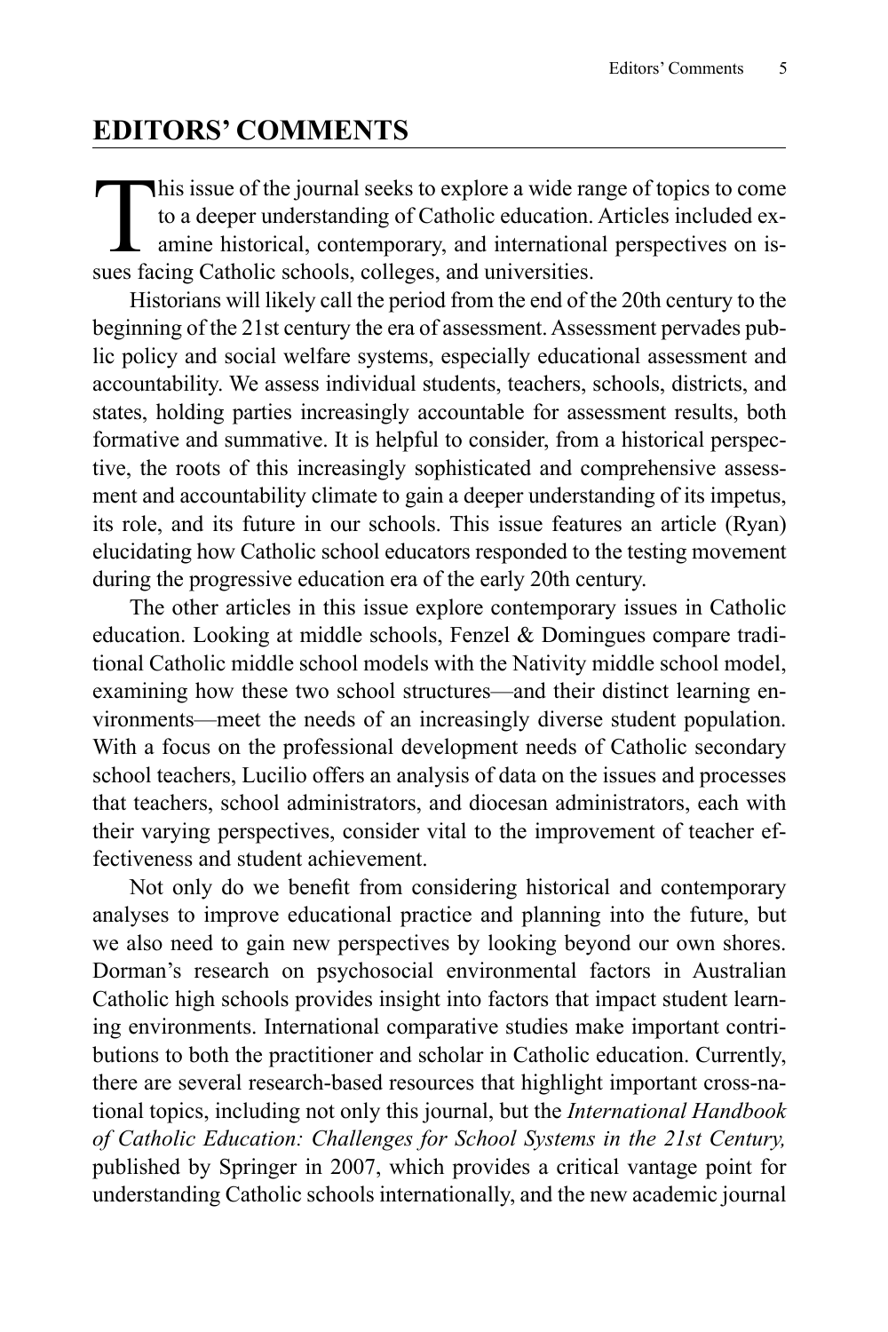## EDITORS' COMMENTS

This issue of the journal seeks to explore a wide range of topics to come to a deeper understanding of Catholic education. Articles included examine historical, contemporary, and international perspectives on issues facing Catholic schools, colleges, and universities.

Historians will likely call the period from the end of the 20th century to the beginning of the 21st century the era of assessment. Assessment pervades public policy and social welfare systems, especially educational assessment and accountability. We assess individual students, teachers, schools, districts, and states, holding parties increasingly accountable for assessment results, both formative and summative. It is helpful to consider, from a historical perspective, the roots of this increasingly sophisticated and comprehensive assessment and accountability climate to gain a deeper understanding of its impetus, its role, and its future in our schools. This issue features an article (Ryan) elucidating how Catholic school educators responded to the testing movement during the progressive education era of the early 20th century.

The other articles in this issue explore contemporary issues in Catholic education. Looking at middle schools, Fenzel & Domingues compare traditional Catholic middle school models with the Nativity middle school model, examining how these two school structures—and their distinct learning environments—meet the needs of an increasingly diverse student population. With a focus on the professional development needs of Catholic secondary school teachers, Lucilio offers an analysis of data on the issues and processes that teachers, school administrators, and diocesan administrators, each with their varying perspectives, consider vital to the improvement of teacher effectiveness and student achievement.

Not only do we benefit from considering historical and contemporary analyses to improve educational practice and planning into the future, but we also need to gain new perspectives by looking beyond our own shores. Dorman's research on psychosocial environmental factors in Australian Catholic high schools provides insight into factors that impact student learning environments. International comparative studies make important contributions to both the practitioner and scholar in Catholic education. Currently, there are several research-based resources that highlight important cross-national topics, including not only this journal, but the *International Handbook of Catholic Education: Challenges for School Systems in the 21st Century,* published by Springer in 2007, which provides a critical vantage point for understanding Catholic schools internationally, and the new academic journal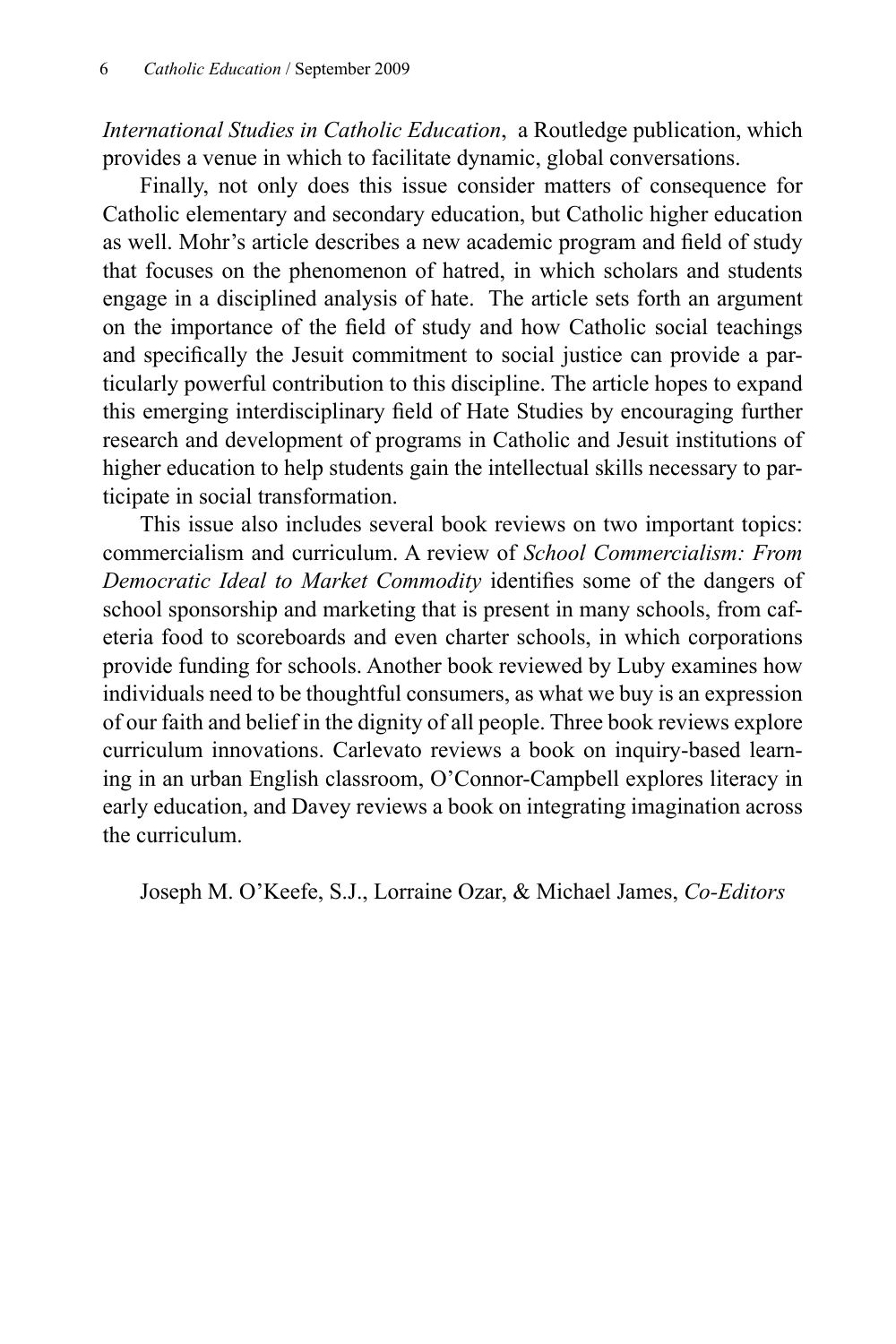*International Studies in Catholic Education*, a Routledge publication, which provides a venue in which to facilitate dynamic, global conversations.

Finally, not only does this issue consider matters of consequence for Catholic elementary and secondary education, but Catholic higher education as well. Mohr's article describes a new academic program and field of study that focuses on the phenomenon of hatred, in which scholars and students engage in a disciplined analysis of hate. The article sets forth an argument on the importance of the field of study and how Catholic social teachings and specifically the Jesuit commitment to social justice can provide a particularly powerful contribution to this discipline. The article hopes to expand this emerging interdisciplinary field of Hate Studies by encouraging further research and development of programs in Catholic and Jesuit institutions of higher education to help students gain the intellectual skills necessary to participate in social transformation.

This issue also includes several book reviews on two important topics: commercialism and curriculum. A review of *School Commercialism: From Democratic Ideal to Market Commodity* identifies some of the dangers of school sponsorship and marketing that is present in many schools, from cafeteria food to scoreboards and even charter schools, in which corporations provide funding for schools. Another book reviewed by Luby examines how individuals need to be thoughtful consumers, as what we buy is an expression of our faith and belief in the dignity of all people. Three book reviews explore curriculum innovations. Carlevato reviews a book on inquiry-based learning in an urban English classroom, O'Connor-Campbell explores literacy in early education, and Davey reviews a book on integrating imagination across the curriculum.

Joseph M. O'Keefe, S.J., Lorraine Ozar, & Michael James, *Co-Editors*